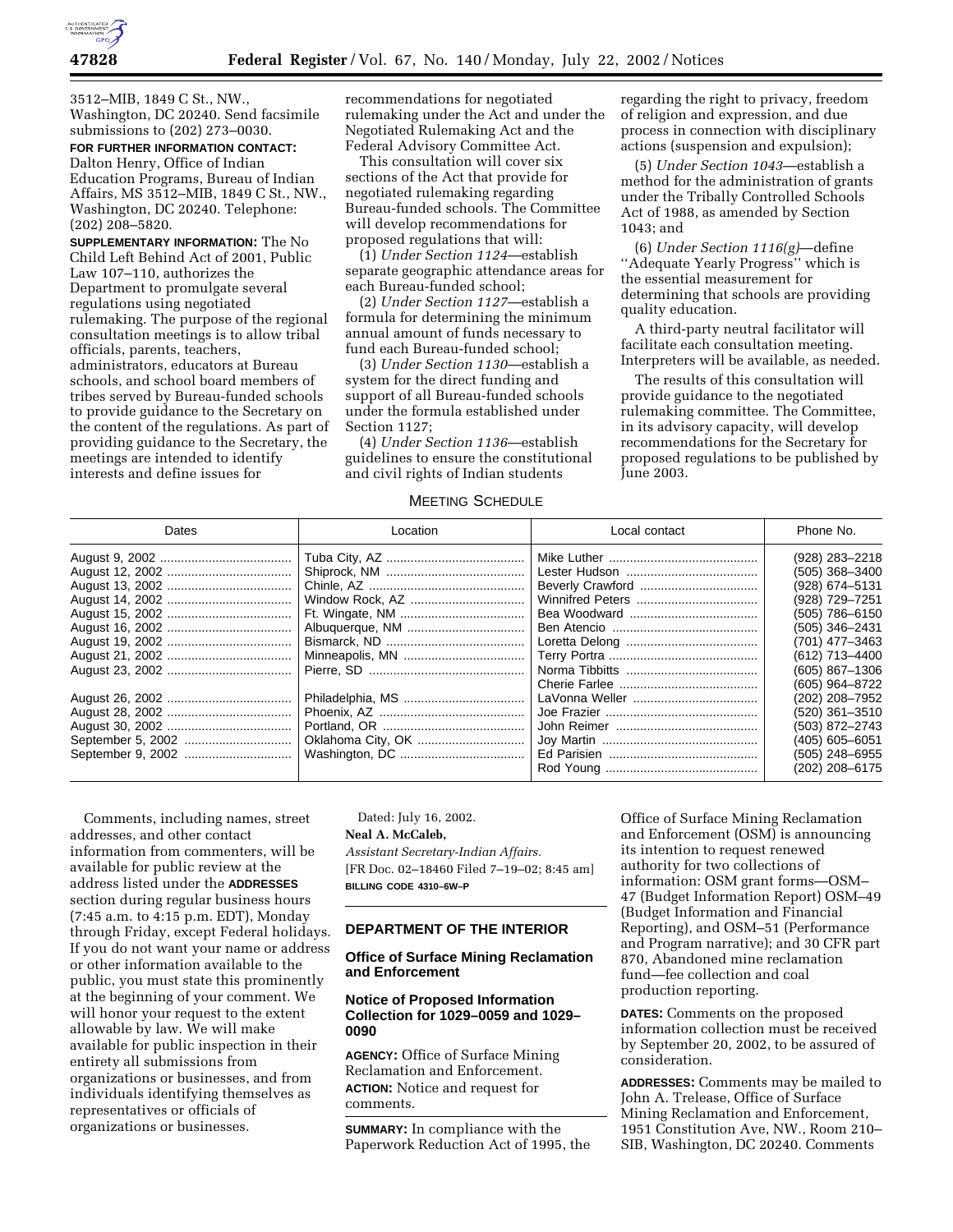3512–MIB, 1849 C St., NW., Washington, DC 20240. Send facsimile submissions to (202) 273–0030.

**FOR FURTHER INFORMATION CONTACT:** Dalton Henry, Office of Indian Education Programs, Bureau of Indian Affairs, MS 3512–MIB, 1849 C St., NW., Washington, DC 20240. Telephone: (202) 208–5820.

**SUPPLEMENTARY INFORMATION:** The No Child Left Behind Act of 2001, Public Law 107–110, authorizes the Department to promulgate several regulations using negotiated rulemaking. The purpose of the regional consultation meetings is to allow tribal officials, parents, teachers, administrators, educators at Bureau schools, and school board members of tribes served by Bureau-funded schools to provide guidance to the Secretary on the content of the regulations. As part of providing guidance to the Secretary, the meetings are intended to identify interests and define issues for recommendations for negotiated rulemaking under the Act and under the Negotiated Rulemaking Act and the Federal Advisory Committee Act.

This consultation will cover six sections of the Act that provide for negotiated rulemaking regarding Bureau-funded schools. The Committee will develop recommendations for proposed regulations that will:

(1) *Under Section 1124*—establish separate geographic attendance areas for each Bureau-funded school;

(2) *Under Section 1127*—establish a formula for determining the minimum annual amount of funds necessary to fund each Bureau-funded school;

(3) *Under Section 1130*—establish a system for the direct funding and support of all Bureau-funded schools under the formula established under Section 1127;

(4) *Under Section 1136*—establish guidelines to ensure the constitutional and civil rights of Indian students regarding the right to privacy, freedom of religion and expression, and due process in connection with disciplinary actions (suspension and expulsion);

(5) *Under Section 1043*—establish a method for the administration of grants under the Tribally Controlled Schools Act of 1988, as amended by Section 1043; and

(6) *Under Section 1116(g)*—define ''Adequate Yearly Progress'' which is the essential measurement for determining that schools are providing quality education.

A third-party neutral facilitator will facilitate each consultation meeting. Interpreters will be available, as needed.

The results of this consultation will provide guidance to the negotiated rulemaking committee. The Committee, in its advisory capacity, will develop recommendations for the Secretary for proposed regulations to be published by June 2003.

MEETING SCHEDULE

| Dates | Location | Local contact | Phone No. |
|---|---|---|---|
| August 9, 2002 | Tuba City, AZ | Mike Luther | (928) 283–2218 |
| August 12, 2002 | Shiprock, NM | Lester Hudson | (505) 368–3400 |
| August 13, 2002 | Chinle, AZ | Beverly Crawford | (928) 674–5131 |
| August 14, 2002 | Window Rock, AZ | Winnifred Peters | (928) 729–7251 |
| August 15, 2002 | Ft. Wingate, NM | Bea Woodward | (505) 786–6150 |
| August 16, 2002 | Albuquerque, NM | Ben Atencio | (505) 346–2431 |
| August 19, 2002 | Bismarck, ND | Loretta Delong | (701) 477–3463 |
| August 21, 2002 | Minneapolis, MN | Terry Portra | (612) 713–4400 |
| August 23, 2002 | Pierre, SD | Norma Tibbitts | (605) 867–1306 |
| | | Cherie Farlee | (605) 964–8722 |
| August 26, 2002 | Philadelphia, MS | LaVonna Weller | (202) 208–7952 |
| August 28, 2002 | Phoenix, AZ | Joe Frazier | (520) 361–3510 |
| August 30, 2002 | Portland, OR | John Reimer | (503) 872–2743 |
| September 5, 2002 | Oklahoma City, OK | Joy Martin | (405) 605–6051 |
| September 9, 2002 | Washington, DC | Ed Parisien | (505) 248–6955 |
| | | Rod Young | (202) 208–6175 |

Comments, including names, street addresses, and other contact information from commenters, will be available for public review at the address listed under the **ADDRESSES** section during regular business hours (7:45 a.m. to 4:15 p.m. EDT), Monday through Friday, except Federal holidays. If you do not want your name or address or other information available to the public, you must state this prominently at the beginning of your comment. We will honor your request to the extent allowable by law. We will make available for public inspection in their entirety all submissions from organizations or businesses, and from individuals identifying themselves as representatives or officials of organizations or businesses.

Dated: July 16, 2002.

**Neal A. McCaleb,**

*Assistant Secretary-Indian Affairs.*

[FR Doc. 02–18460 Filed 7–19–02; 8:45 am]

**BILLING CODE 4310–6W–P**

## DEPARTMENT OF THE INTERIOR

### Office of Surface Mining Reclamation and Enforcement

### Notice of Proposed Information Collection for 1029–0059 and 1029–0090

**AGENCY:** Office of Surface Mining Reclamation and Enforcement.

**ACTION:** Notice and request for comments.

**SUMMARY:** In compliance with the Paperwork Reduction Act of 1995, the Office of Surface Mining Reclamation and Enforcement (OSM) is announcing its intention to request renewed authority for two collections of information: OSM grant forms—OSM–47 (Budget Information Report) OSM–49 (Budget Information and Financial Reporting), and OSM–51 (Performance and Program narrative); and 30 CFR part 870, Abandoned mine reclamation fund—fee collection and coal production reporting.

**DATES:** Comments on the proposed information collection must be received by September 20, 2002, to be assured of consideration.

**ADDRESSES:** Comments may be mailed to John A. Trelease, Office of Surface Mining Reclamation and Enforcement, 1951 Constitution Ave, NW., Room 210–SIB, Washington, DC 20240. Comments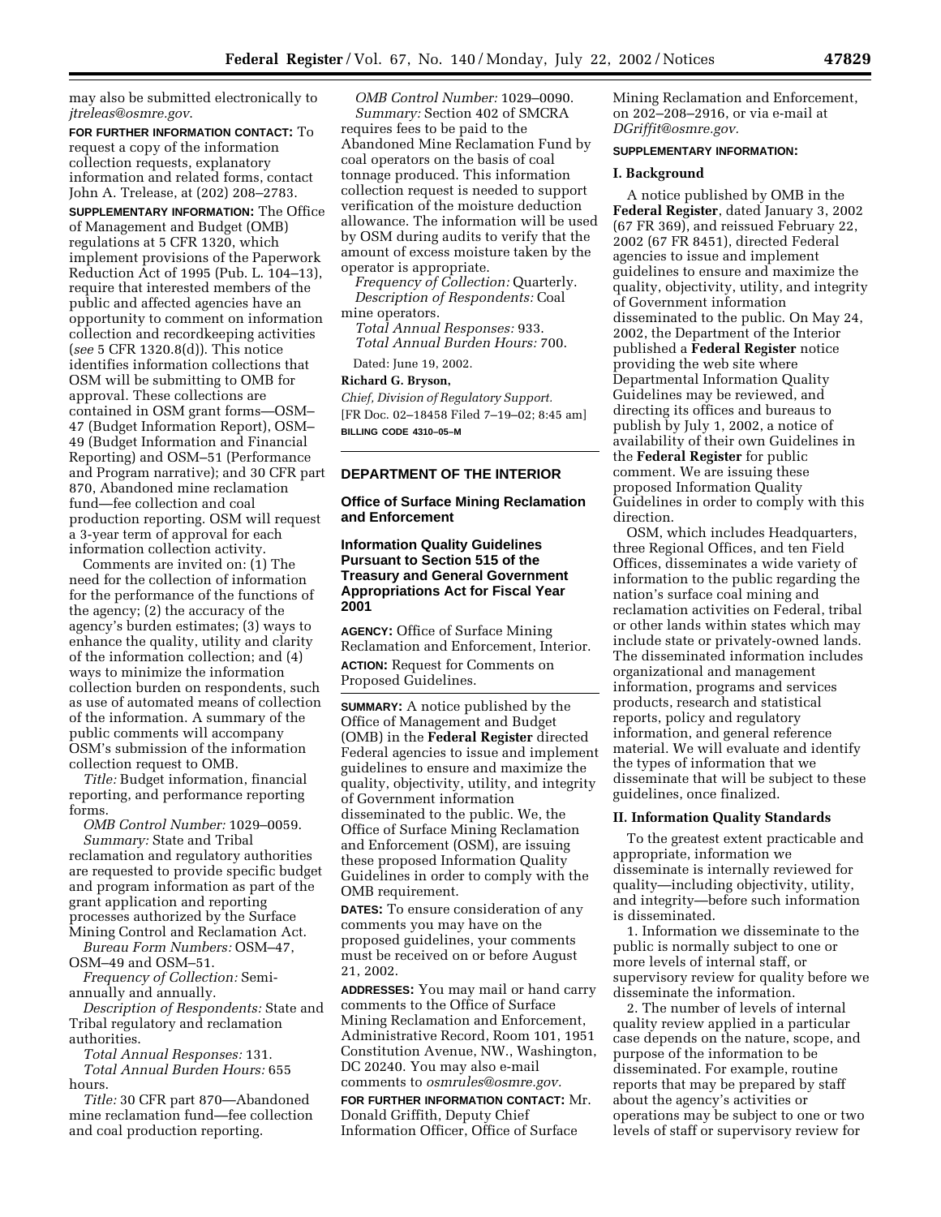may also be submitted electronically to *jtreleas@osmre.gov*.

**FOR FURTHER INFORMATION CONTACT:** To request a copy of the information collection requests, explanatory information and related forms, contact John A. Trelease, at (202) 208–2783.

**SUPPLEMENTARY INFORMATION:** The Office of Management and Budget (OMB) regulations at 5 CFR 1320, which implement provisions of the Paperwork Reduction Act of 1995 (Pub. L. 104–13), require that interested members of the public and affected agencies have an opportunity to comment on information collection and recordkeeping activities (*see* 5 CFR 1320.8(d)). This notice identifies information collections that OSM will be submitting to OMB for approval. These collections are contained in OSM grant forms—OSM–47 (Budget Information Report), OSM–49 (Budget Information and Financial Reporting) and OSM–51 (Performance and Program narrative); and 30 CFR part 870, Abandoned mine reclamation fund—fee collection and coal production reporting. OSM will request a 3-year term of approval for each information collection activity.

Comments are invited on: (1) The need for the collection of information for the performance of the functions of the agency; (2) the accuracy of the agency's burden estimates; (3) ways to enhance the quality, utility and clarity of the information collection; and (4) ways to minimize the information collection burden on respondents, such as use of automated means of collection of the information. A summary of the public comments will accompany OSM's submission of the information collection request to OMB.

*Title:* Budget information, financial reporting, and performance reporting forms.

*OMB Control Number:* 1029–0059.

*Summary:* State and Tribal reclamation and regulatory authorities are requested to provide specific budget and program information as part of the grant application and reporting processes authorized by the Surface Mining Control and Reclamation Act.

*Bureau Form Numbers:* OSM–47, OSM–49 and OSM–51.

*Frequency of Collection:* Semi-annually and annually.

*Description of Respondents:* State and Tribal regulatory and reclamation authorities.

*Total Annual Responses:* 131.

*Total Annual Burden Hours:* 655 hours.

*Title:* 30 CFR part 870—Abandoned mine reclamation fund—fee collection and coal production reporting.

*OMB Control Number:* 1029–0090.

*Summary:* Section 402 of SMCRA requires fees to be paid to the Abandoned Mine Reclamation Fund by coal operators on the basis of coal tonnage produced. This information collection request is needed to support verification of the moisture deduction allowance. The information will be used by OSM during audits to verify that the amount of excess moisture taken by the operator is appropriate.

*Frequency of Collection:* Quarterly.

*Description of Respondents:* Coal mine operators.

*Total Annual Responses:* 933.

*Total Annual Burden Hours:* 700.

Dated: June 19, 2002.

**Richard G. Bryson,**

*Chief, Division of Regulatory Support.*

[FR Doc. 02–18458 Filed 7–19–02; 8:45 am]

**BILLING CODE 4310–05–M**

---

## DEPARTMENT OF THE INTERIOR

### Office of Surface Mining Reclamation and Enforcement

### Information Quality Guidelines Pursuant to Section 515 of the Treasury and General Government Appropriations Act for Fiscal Year 2001

**AGENCY:** Office of Surface Mining Reclamation and Enforcement, Interior.

**ACTION:** Request for Comments on Proposed Guidelines.

**SUMMARY:** A notice published by the Office of Management and Budget (OMB) in the **Federal Register** directed Federal agencies to issue and implement guidelines to ensure and maximize the quality, objectivity, utility, and integrity of Government information disseminated to the public. We, the Office of Surface Mining Reclamation and Enforcement (OSM), are issuing these proposed Information Quality Guidelines in order to comply with the OMB requirement.

**DATES:** To ensure consideration of any comments you may have on the proposed guidelines, your comments must be received on or before August 21, 2002.

**ADDRESSES:** You may mail or hand carry comments to the Office of Surface Mining Reclamation and Enforcement, Administrative Record, Room 101, 1951 Constitution Avenue, NW., Washington, DC 20240. You may also e-mail comments to *osmrules@osmre.gov*.

**FOR FURTHER INFORMATION CONTACT:** Mr. Donald Griffith, Deputy Chief Information Officer, Office of Surface Mining Reclamation and Enforcement, on 202–208–2916, or via e-mail at *DGriffit@osmre.gov*.

**SUPPLEMENTARY INFORMATION:**

#### I. Background

A notice published by OMB in the **Federal Register**, dated January 3, 2002 (67 FR 369), and reissued February 22, 2002 (67 FR 8451), directed Federal agencies to issue and implement guidelines to ensure and maximize the quality, objectivity, utility, and integrity of Government information disseminated to the public. On May 24, 2002, the Department of the Interior published a **Federal Register** notice providing the web site where Departmental Information Quality Guidelines may be reviewed, and directing its offices and bureaus to publish by July 1, 2002, a notice of availability of their own Guidelines in the **Federal Register** for public comment. We are issuing these proposed Information Quality Guidelines in order to comply with this direction.

OSM, which includes Headquarters, three Regional Offices, and ten Field Offices, disseminates a wide variety of information to the public regarding the nation's surface coal mining and reclamation activities on Federal, tribal or other lands within states which may include state or privately-owned lands. The disseminated information includes organizational and management information, programs and services products, research and statistical reports, policy and regulatory information, and general reference material. We will evaluate and identify the types of information that we disseminate that will be subject to these guidelines, once finalized.

#### II. Information Quality Standards

To the greatest extent practicable and appropriate, information we disseminate is internally reviewed for quality—including objectivity, utility, and integrity—before such information is disseminated.

1. Information we disseminate to the public is normally subject to one or more levels of internal staff, or supervisory review for quality before we disseminate the information.

2. The number of levels of internal quality review applied in a particular case depends on the nature, scope, and purpose of the information to be disseminated. For example, routine reports that may be prepared by staff about the agency's activities or operations may be subject to one or two levels of staff or supervisory review for